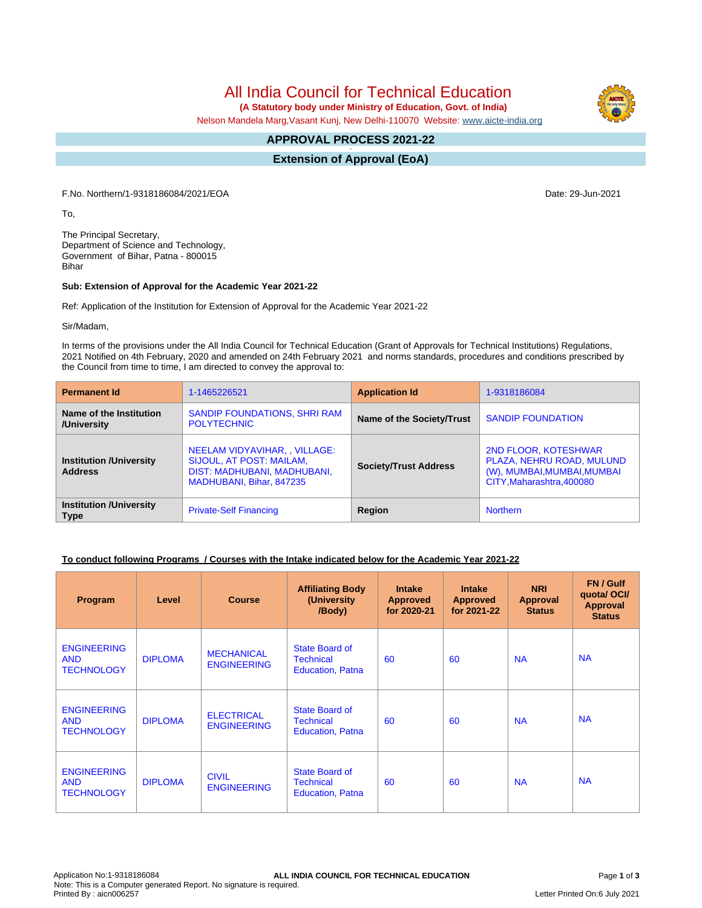# All India Council for Technical Education

**(A Statutory body under Ministry of Education, Govt. of India)**

Nelson Mandela Marg,Vasant Kunj, New Delhi-110070 Website: www.aicte-india.org

## APPROVAL PROCESS 2021-22

## Extension of Approval (EoA)

F.No. Northern/1-9318186084/2021/EOA

Date: 29-Jun-2021

To,

The Principal Secretary,
Department of Science and Technology,
Government of Bihar, Patna - 800015
Bihar

**Sub: Extension of Approval for the Academic Year 2021-22**

Ref: Application of the Institution for Extension of Approval for the Academic Year 2021-22

Sir/Madam,

In terms of the provisions under the All India Council for Technical Education (Grant of Approvals for Technical Institutions) Regulations, 2021 Notified on 4th February, 2020 and amended on 24th February 2021 and norms standards, procedures and conditions prescribed by the Council from time to time, I am directed to convey the approval to:

| **Permanent Id** | 1-1465226521 | **Application Id** | 1-9318186084 |
|---|---|---|---|
| **Name of the Institution /University** | SANDIP FOUNDATIONS, SHRI RAM POLYTECHNIC | **Name of the Society/Trust** | SANDIP FOUNDATION |
| **Institution /University Address** | NEELAM VIDYAVIHAR, , VILLAGE: SIJOUL, AT POST: MAILAM, DIST: MADHUBANI, MADHUBANI, MADHUBANI, Bihar, 847235 | **Society/Trust Address** | 2ND FLOOR, KOTESHWAR PLAZA, NEHRU ROAD, MULUND (W), MUMBAI,MUMBAI,MUMBAI CITY,Maharashtra,400080 |
| **Institution /University Type** | Private-Self Financing | **Region** | Northern |

**To conduct following Programs / Courses with the Intake indicated below for the Academic Year 2021-22**

| Program | Level | Course | Affiliating Body (University /Body) | Intake Approved for 2020-21 | Intake Approved for 2021-22 | NRI Approval Status | FN / Gulf quota/ OCI/ Approval Status |
|---|---|---|---|---|---|---|---|
| ENGINEERING AND TECHNOLOGY | DIPLOMA | MECHANICAL ENGINEERING | State Board of Technical Education, Patna | 60 | 60 | NA | NA |
| ENGINEERING AND TECHNOLOGY | DIPLOMA | ELECTRICAL ENGINEERING | State Board of Technical Education, Patna | 60 | 60 | NA | NA |
| ENGINEERING AND TECHNOLOGY | DIPLOMA | CIVIL ENGINEERING | State Board of Technical Education, Patna | 60 | 60 | NA | NA |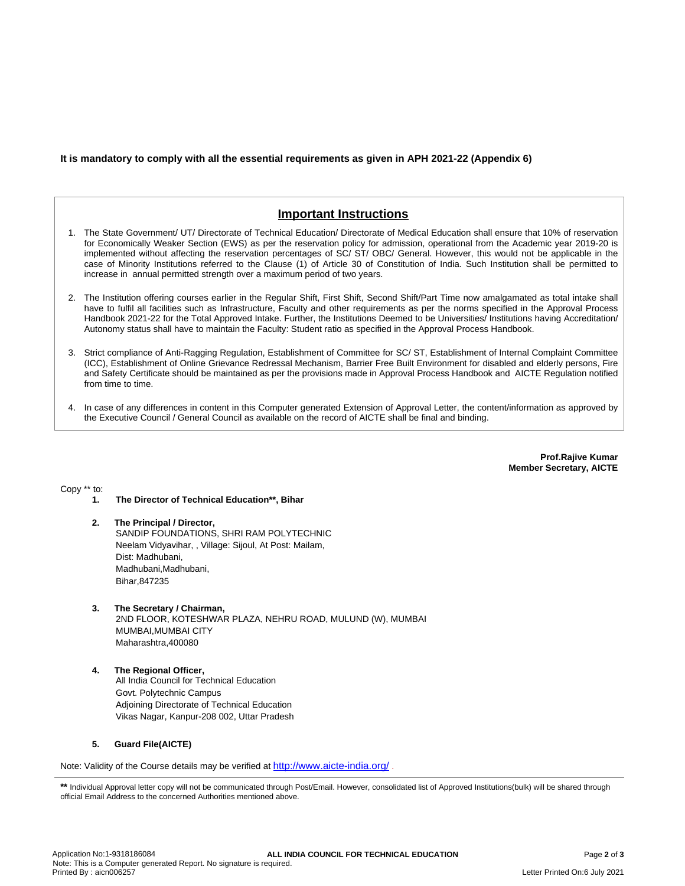**It is mandatory to comply with all the essential requirements as given in APH 2021-22 (Appendix 6)**

## Important Instructions

1. The State Government/ UT/ Directorate of Technical Education/ Directorate of Medical Education shall ensure that 10% of reservation for Economically Weaker Section (EWS) as per the reservation policy for admission, operational from the Academic year 2019-20 is implemented without affecting the reservation percentages of SC/ ST/ OBC/ General. However, this would not be applicable in the case of Minority Institutions referred to the Clause (1) of Article 30 of Constitution of India. Such Institution shall be permitted to increase in annual permitted strength over a maximum period of two years.

2. The Institution offering courses earlier in the Regular Shift, First Shift, Second Shift/Part Time now amalgamated as total intake shall have to fulfil all facilities such as Infrastructure, Faculty and other requirements as per the norms specified in the Approval Process Handbook 2021-22 for the Total Approved Intake. Further, the Institutions Deemed to be Universities/ Institutions having Accreditation/ Autonomy status shall have to maintain the Faculty: Student ratio as specified in the Approval Process Handbook.

3. Strict compliance of Anti-Ragging Regulation, Establishment of Committee for SC/ ST, Establishment of Internal Complaint Committee (ICC), Establishment of Online Grievance Redressal Mechanism, Barrier Free Built Environment for disabled and elderly persons, Fire and Safety Certificate should be maintained as per the provisions made in Approval Process Handbook and AICTE Regulation notified from time to time.

4. In case of any differences in content in this Computer generated Extension of Approval Letter, the content/information as approved by the Executive Council / General Council as available on the record of AICTE shall be final and binding.

**Prof.Rajive Kumar**
**Member Secretary, AICTE**

Copy ** to:

1. **The Director of Technical Education**, Bihar**

2. **The Principal / Director,**
   SANDIP FOUNDATIONS, SHRI RAM POLYTECHNIC
   Neelam Vidyavihar, , Village: Sijoul, At Post: Mailam,
   Dist: Madhubani,
   Madhubani,Madhubani,
   Bihar,847235

3. **The Secretary / Chairman,**
   2ND FLOOR, KOTESHWAR PLAZA, NEHRU ROAD, MULUND (W), MUMBAI
   MUMBAI,MUMBAI CITY
   Maharashtra,400080

4. **The Regional Officer,**
   All India Council for Technical Education
   Govt. Polytechnic Campus
   Adjoining Directorate of Technical Education
   Vikas Nagar, Kanpur-208 002, Uttar Pradesh

5. **Guard File(AICTE)**

Note: Validity of the Course details may be verified at http://www.aicte-india.org/ .

**\*\*** Individual Approval letter copy will not be communicated through Post/Email. However, consolidated list of Approved Institutions(bulk) will be shared through official Email Address to the concerned Authorities mentioned above.

Application No:1-9318186084
Note: This is a Computer generated Report. No signature is required.
Printed By : aicn006257

Letter Printed On:6 July 2021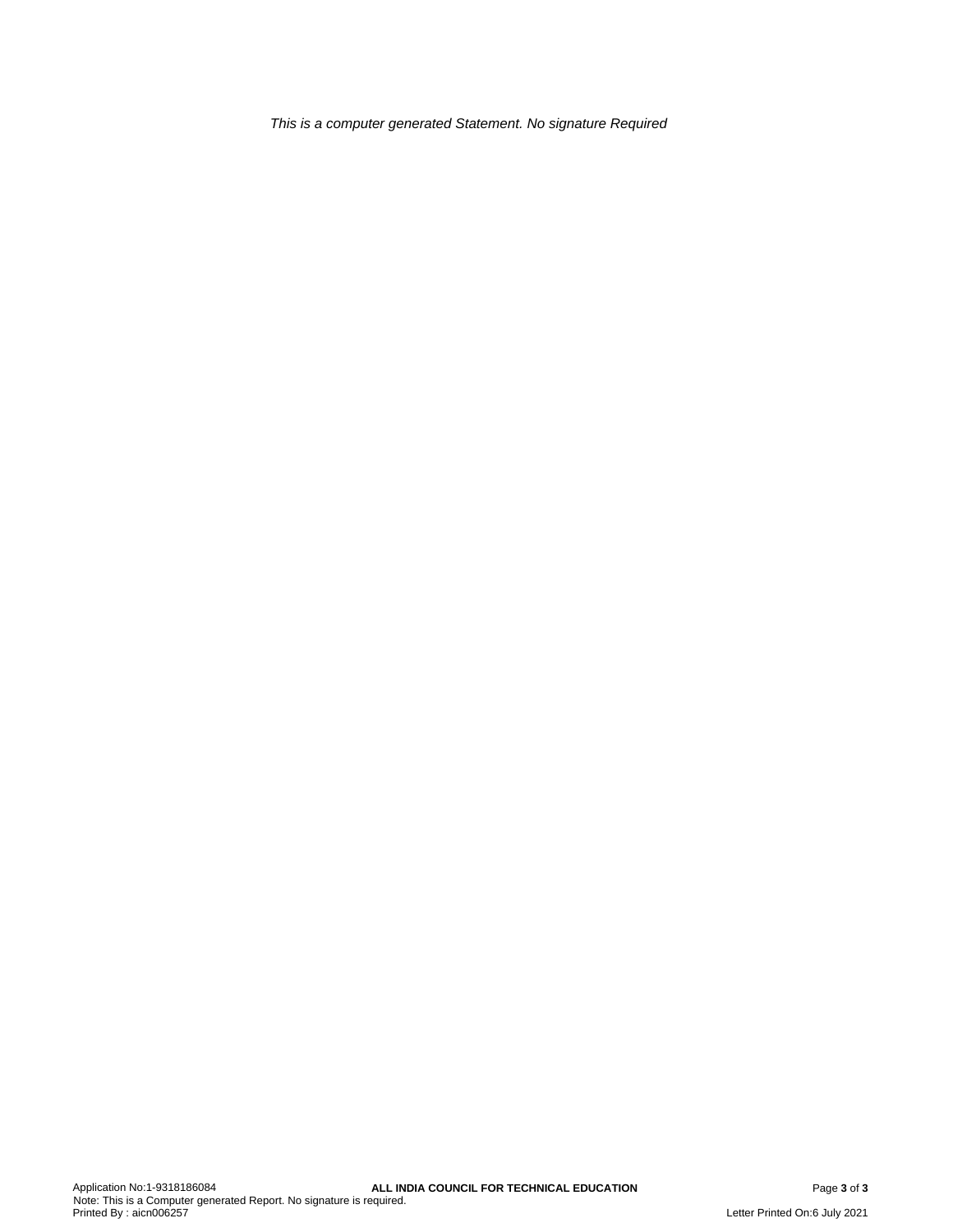*This is a computer generated Statement. No signature Required*